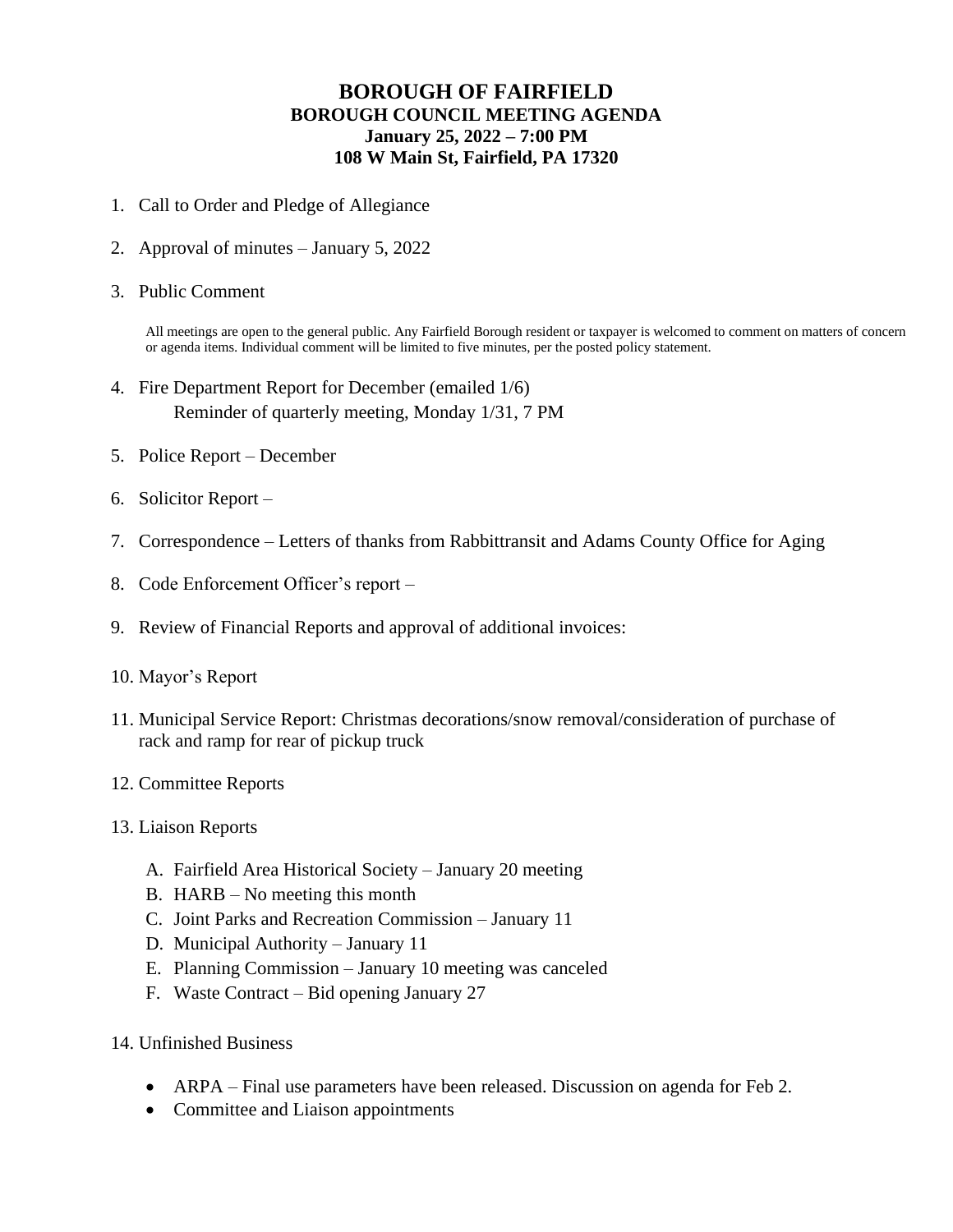# BOROUGH OF FAIRFIELD
## BOROUGH COUNCIL MEETING AGENDA
### January 25, 2022 – 7:00 PM
### 108 W Main St, Fairfield, PA 17320

1. Call to Order and Pledge of Allegiance

2. Approval of minutes – January 5, 2022

3. Public Comment

   All meetings are open to the general public. Any Fairfield Borough resident or taxpayer is welcomed to comment on matters of concern or agenda items. Individual comment will be limited to five minutes, per the posted policy statement.

4. Fire Department Report for December (emailed 1/6)
   Reminder of quarterly meeting, Monday 1/31, 7 PM

5. Police Report – December

6. Solicitor Report –

7. Correspondence – Letters of thanks from Rabbittransit and Adams County Office for Aging

8. Code Enforcement Officer's report –

9. Review of Financial Reports and approval of additional invoices:

10. Mayor's Report

11. Municipal Service Report: Christmas decorations/snow removal/consideration of purchase of rack and ramp for rear of pickup truck

12. Committee Reports

13. Liaison Reports

    A. Fairfield Area Historical Society – January 20 meeting
    B. HARB – No meeting this month
    C. Joint Parks and Recreation Commission – January 11
    D. Municipal Authority – January 11
    E. Planning Commission – January 10 meeting was canceled
    F. Waste Contract – Bid opening January 27

14. Unfinished Business

    - ARPA – Final use parameters have been released. Discussion on agenda for Feb 2.
    - Committee and Liaison appointments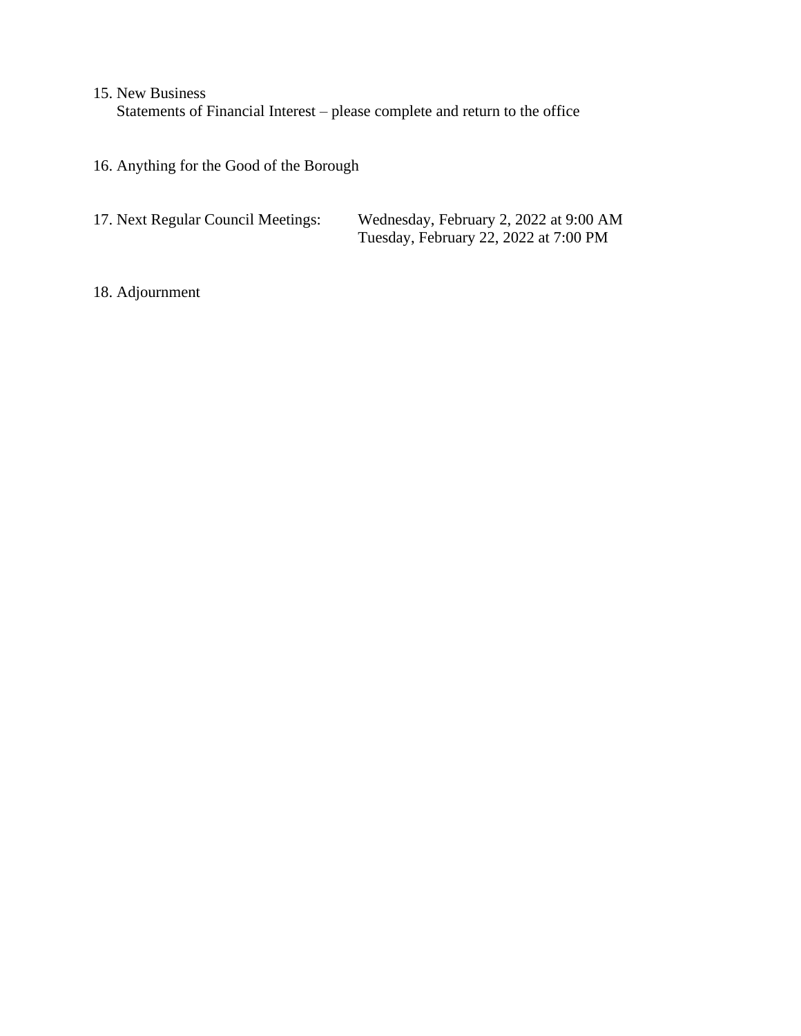15. New Business
    Statements of Financial Interest – please complete and return to the office

16. Anything for the Good of the Borough

17. Next Regular Council Meetings: Wednesday, February 2, 2022 at 9:00 AM
    Tuesday, February 22, 2022 at 7:00 PM

18. Adjournment